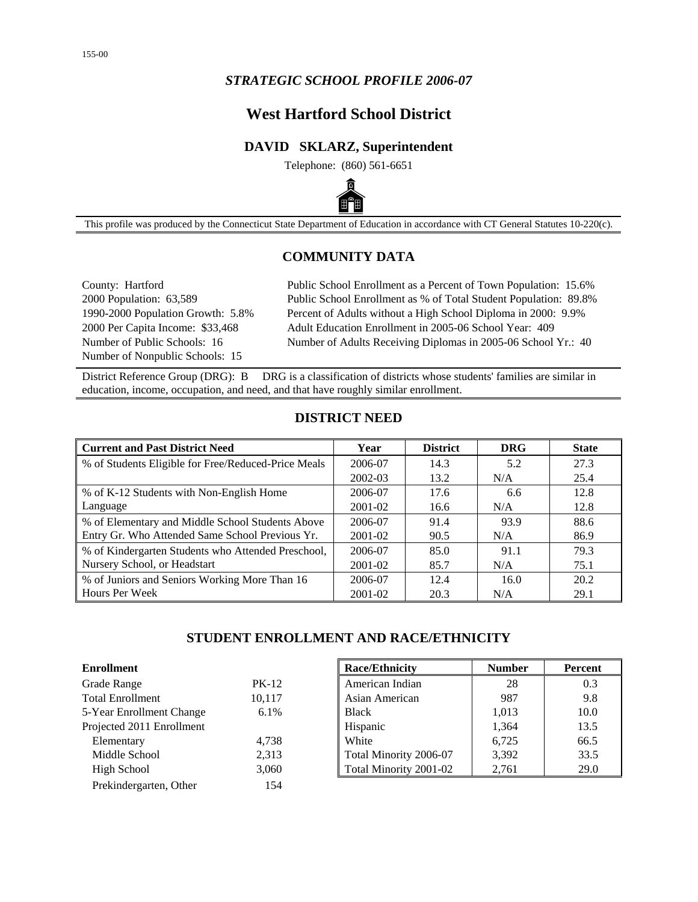*STRATEGIC SCHOOL PROFILE 2006-07*

# West Hartford School District

## DAVID SKLARZ, Superintendent

Telephone: (860) 561-6651

This profile was produced by the Connecticut State Department of Education in accordance with CT General Statutes 10-220(c).

## COMMUNITY DATA

County: Hartford
2000 Population: 63,589
1990-2000 Population Growth: 5.8%
2000 Per Capita Income: $33,468
Number of Public Schools: 16
Number of Nonpublic Schools: 15

Public School Enrollment as a Percent of Town Population: 15.6%
Public School Enrollment as % of Total Student Population: 89.8%
Percent of Adults without a High School Diploma in 2000: 9.9%
Adult Education Enrollment in 2005-06 School Year: 409
Number of Adults Receiving Diplomas in 2005-06 School Yr.: 40

District Reference Group (DRG): B    DRG is a classification of districts whose students' families are similar in education, income, occupation, and need, and that have roughly similar enrollment.

## DISTRICT NEED

| Current and Past District Need | Year | District | DRG | State |
|---|---|---|---|---|
| % of Students Eligible for Free/Reduced-Price Meals | 2006-07 | 14.3 | 5.2 | 27.3 |
| | 2002-03 | 13.2 | N/A | 25.4 |
| % of K-12 Students with Non-English Home Language | 2006-07 | 17.6 | 6.6 | 12.8 |
| | 2001-02 | 16.6 | N/A | 12.8 |
| % of Elementary and Middle School Students Above Entry Gr. Who Attended Same School Previous Yr. | 2006-07 | 91.4 | 93.9 | 88.6 |
| | 2001-02 | 90.5 | N/A | 86.9 |
| % of Kindergarten Students who Attended Preschool, Nursery School, or Headstart | 2006-07 | 85.0 | 91.1 | 79.3 |
| | 2001-02 | 85.7 | N/A | 75.1 |
| % of Juniors and Seniors Working More Than 16 Hours Per Week | 2006-07 | 12.4 | 16.0 | 20.2 |
| | 2001-02 | 20.3 | N/A | 29.1 |

## STUDENT ENROLLMENT AND RACE/ETHNICITY

| Enrollment | |
|---|---|
| Grade Range | PK-12 |
| Total Enrollment | 10,117 |
| 5-Year Enrollment Change | 6.1% |
| Projected 2011 Enrollment | |
| Elementary | 4,738 |
| Middle School | 2,313 |
| High School | 3,060 |
| Prekindergarten, Other | 154 |

| Race/Ethnicity | Number | Percent |
|---|---|---|
| American Indian | 28 | 0.3 |
| Asian American | 987 | 9.8 |
| Black | 1,013 | 10.0 |
| Hispanic | 1,364 | 13.5 |
| White | 6,725 | 66.5 |
| Total Minority 2006-07 | 3,392 | 33.5 |
| Total Minority 2001-02 | 2,761 | 29.0 |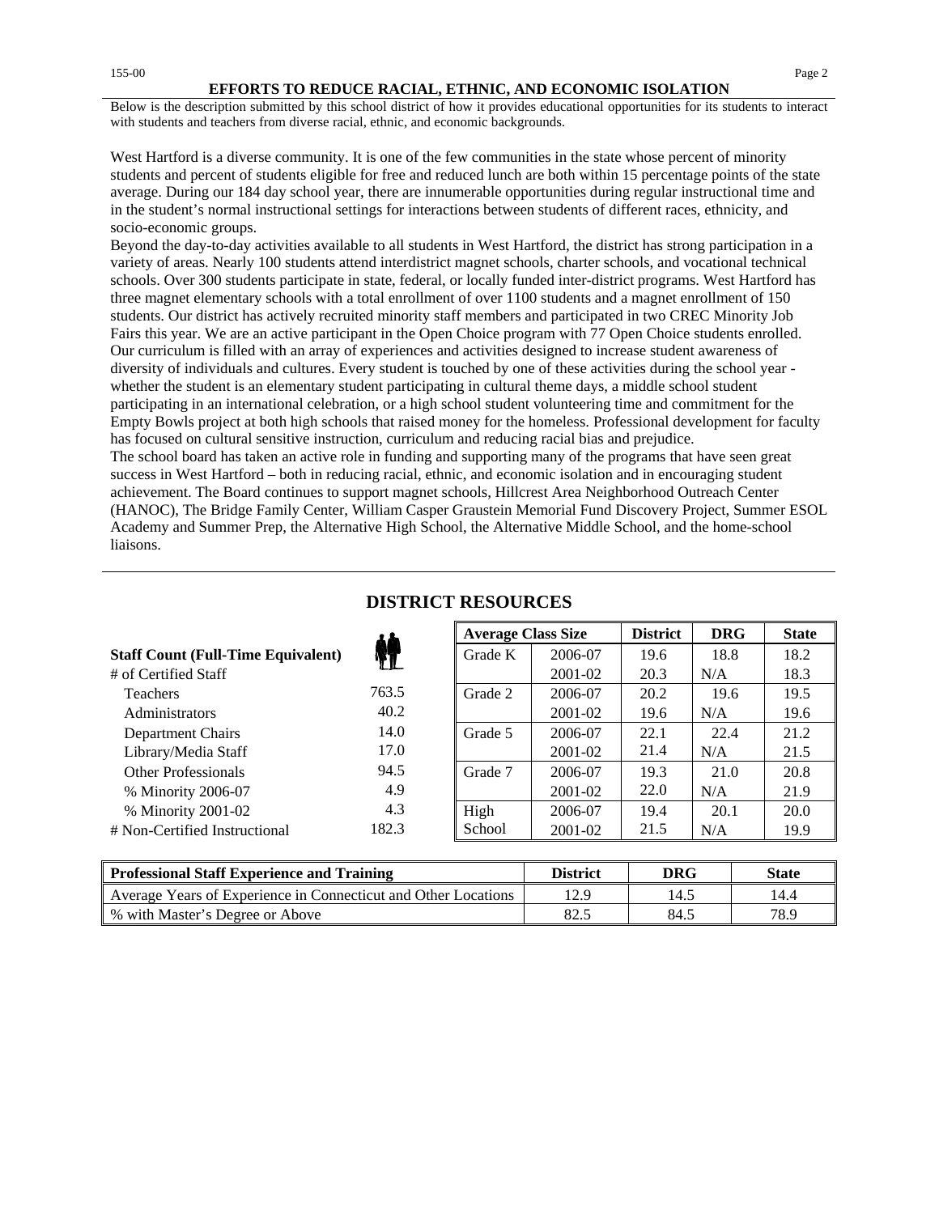## EFFORTS TO REDUCE RACIAL, ETHNIC, AND ECONOMIC ISOLATION

Below is the description submitted by this school district of how it provides educational opportunities for its students to interact with students and teachers from diverse racial, ethnic, and economic backgrounds.

West Hartford is a diverse community. It is one of the few communities in the state whose percent of minority students and percent of students eligible for free and reduced lunch are both within 15 percentage points of the state average. During our 184 day school year, there are innumerable opportunities during regular instructional time and in the student's normal instructional settings for interactions between students of different races, ethnicity, and socio-economic groups.

Beyond the day-to-day activities available to all students in West Hartford, the district has strong participation in a variety of areas. Nearly 100 students attend interdistrict magnet schools, charter schools, and vocational technical schools. Over 300 students participate in state, federal, or locally funded inter-district programs. West Hartford has three magnet elementary schools with a total enrollment of over 1100 students and a magnet enrollment of 150 students. Our district has actively recruited minority staff members and participated in two CREC Minority Job Fairs this year. We are an active participant in the Open Choice program with 77 Open Choice students enrolled. Our curriculum is filled with an array of experiences and activities designed to increase student awareness of diversity of individuals and cultures. Every student is touched by one of these activities during the school year - whether the student is an elementary student participating in cultural theme days, a middle school student participating in an international celebration, or a high school student volunteering time and commitment for the Empty Bowls project at both high schools that raised money for the homeless. Professional development for faculty has focused on cultural sensitive instruction, curriculum and reducing racial bias and prejudice.

The school board has taken an active role in funding and supporting many of the programs that have seen great success in West Hartford – both in reducing racial, ethnic, and economic isolation and in encouraging student achievement. The Board continues to support magnet schools, Hillcrest Area Neighborhood Outreach Center (HANOC), The Bridge Family Center, William Casper Graustein Memorial Fund Discovery Project, Summer ESOL Academy and Summer Prep, the Alternative High School, the Alternative Middle School, and the home-school liaisons.

## DISTRICT RESOURCES

| **Staff Count (Full-Time Equivalent)** | |
|---|---|
| # of Certified Staff | |
| Teachers | 763.5 |
| Administrators | 40.2 |
| Department Chairs | 14.0 |
| Library/Media Staff | 17.0 |
| Other Professionals | 94.5 |
| % Minority 2006-07 | 4.9 |
| % Minority 2001-02 | 4.3 |
| # Non-Certified Instructional | 182.3 |

| **Average Class Size** | | **District** | **DRG** | **State** |
|---|---|---|---|---|
| Grade K | 2006-07 | 19.6 | 18.8 | 18.2 |
| | 2001-02 | 20.3 | N/A | 18.3 |
| Grade 2 | 2006-07 | 20.2 | 19.6 | 19.5 |
| | 2001-02 | 19.6 | N/A | 19.6 |
| Grade 5 | 2006-07 | 22.1 | 22.4 | 21.2 |
| | 2001-02 | 21.4 | N/A | 21.5 |
| Grade 7 | 2006-07 | 19.3 | 21.0 | 20.8 |
| | 2001-02 | 22.0 | N/A | 21.9 |
| High School | 2006-07 | 19.4 | 20.1 | 20.0 |
| | 2001-02 | 21.5 | N/A | 19.9 |

| **Professional Staff Experience and Training** | **District** | **DRG** | **State** |
|---|---|---|---|
| Average Years of Experience in Connecticut and Other Locations | 12.9 | 14.5 | 14.4 |
| % with Master's Degree or Above | 82.5 | 84.5 | 78.9 |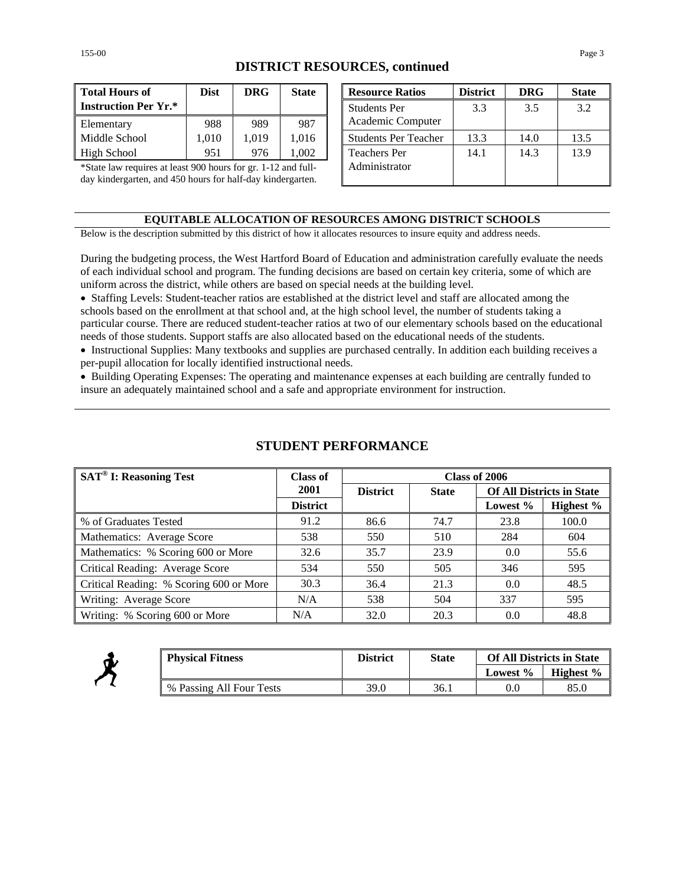## DISTRICT RESOURCES, continued

| Total Hours of Instruction Per Yr.* | Dist | DRG | State |
|---|---|---|---|
| Elementary | 988 | 989 | 987 |
| Middle School | 1,010 | 1,019 | 1,016 |
| High School | 951 | 976 | 1,002 |

*State law requires at least 900 hours for gr. 1-12 and full-day kindergarten, and 450 hours for half-day kindergarten.

| Resource Ratios | District | DRG | State |
|---|---|---|---|
| Students Per Academic Computer | 3.3 | 3.5 | 3.2 |
| Students Per Teacher | 13.3 | 14.0 | 13.5 |
| Teachers Per Administrator | 14.1 | 14.3 | 13.9 |

### EQUITABLE ALLOCATION OF RESOURCES AMONG DISTRICT SCHOOLS

Below is the description submitted by this district of how it allocates resources to insure equity and address needs.

During the budgeting process, the West Hartford Board of Education and administration carefully evaluate the needs of each individual school and program. The funding decisions are based on certain key criteria, some of which are uniform across the district, while others are based on special needs at the building level.

- Staffing Levels: Student-teacher ratios are established at the district level and staff are allocated among the schools based on the enrollment at that school and, at the high school level, the number of students taking a particular course. There are reduced student-teacher ratios at two of our elementary schools based on the educational needs of those students. Support staffs are also allocated based on the educational needs of the students.
- Instructional Supplies: Many textbooks and supplies are purchased centrally. In addition each building receives a per-pupil allocation for locally identified instructional needs.
- Building Operating Expenses: The operating and maintenance expenses at each building are centrally funded to insure an adequately maintained school and a safe and appropriate environment for instruction.

## STUDENT PERFORMANCE

| SAT® I: Reasoning Test | Class of 2001 | Class of 2006 | | | |
|---|---|---|---|---|---|
| | | District | State | Of All Districts in State | |
| | District | | | Lowest % | Highest % |
| % of Graduates Tested | 91.2 | 86.6 | 74.7 | 23.8 | 100.0 |
| Mathematics: Average Score | 538 | 550 | 510 | 284 | 604 |
| Mathematics: % Scoring 600 or More | 32.6 | 35.7 | 23.9 | 0.0 | 55.6 |
| Critical Reading: Average Score | 534 | 550 | 505 | 346 | 595 |
| Critical Reading: % Scoring 600 or More | 30.3 | 36.4 | 21.3 | 0.0 | 48.5 |
| Writing: Average Score | N/A | 538 | 504 | 337 | 595 |
| Writing: % Scoring 600 or More | N/A | 32.0 | 20.3 | 0.0 | 48.8 |

| Physical Fitness | District | State | Of All Districts in State | |
|---|---|---|---|---|
| | | | Lowest % | Highest % |
| % Passing All Four Tests | 39.0 | 36.1 | 0.0 | 85.0 |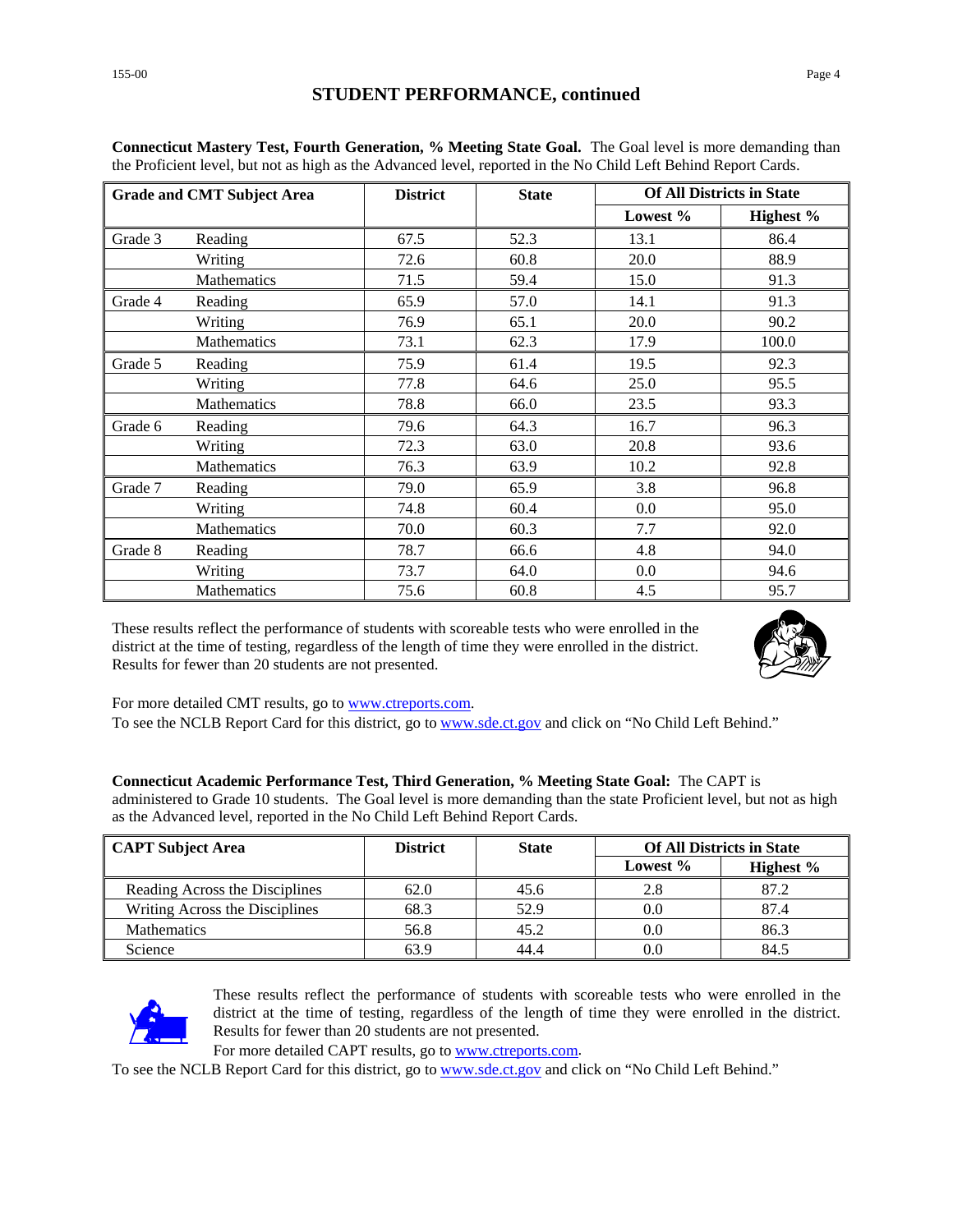## STUDENT PERFORMANCE, continued

**Connecticut Mastery Test, Fourth Generation, % Meeting State Goal.** The Goal level is more demanding than the Proficient level, but not as high as the Advanced level, reported in the No Child Left Behind Report Cards.

| Grade and CMT Subject Area | | District | State | Of All Districts in State | |
|---|---|---|---|---|---|
| | | | | Lowest % | Highest % |
| Grade 3 | Reading | 67.5 | 52.3 | 13.1 | 86.4 |
| | Writing | 72.6 | 60.8 | 20.0 | 88.9 |
| | Mathematics | 71.5 | 59.4 | 15.0 | 91.3 |
| Grade 4 | Reading | 65.9 | 57.0 | 14.1 | 91.3 |
| | Writing | 76.9 | 65.1 | 20.0 | 90.2 |
| | Mathematics | 73.1 | 62.3 | 17.9 | 100.0 |
| Grade 5 | Reading | 75.9 | 61.4 | 19.5 | 92.3 |
| | Writing | 77.8 | 64.6 | 25.0 | 95.5 |
| | Mathematics | 78.8 | 66.0 | 23.5 | 93.3 |
| Grade 6 | Reading | 79.6 | 64.3 | 16.7 | 96.3 |
| | Writing | 72.3 | 63.0 | 20.8 | 93.6 |
| | Mathematics | 76.3 | 63.9 | 10.2 | 92.8 |
| Grade 7 | Reading | 79.0 | 65.9 | 3.8 | 96.8 |
| | Writing | 74.8 | 60.4 | 0.0 | 95.0 |
| | Mathematics | 70.0 | 60.3 | 7.7 | 92.0 |
| Grade 8 | Reading | 78.7 | 66.6 | 4.8 | 94.0 |
| | Writing | 73.7 | 64.0 | 0.0 | 94.6 |
| | Mathematics | 75.6 | 60.8 | 4.5 | 95.7 |

These results reflect the performance of students with scoreable tests who were enrolled in the district at the time of testing, regardless of the length of time they were enrolled in the district. Results for fewer than 20 students are not presented.

For more detailed CMT results, go to www.ctreports.com.
To see the NCLB Report Card for this district, go to www.sde.ct.gov and click on "No Child Left Behind."

**Connecticut Academic Performance Test, Third Generation, % Meeting State Goal:** The CAPT is administered to Grade 10 students. The Goal level is more demanding than the state Proficient level, but not as high as the Advanced level, reported in the No Child Left Behind Report Cards.

| CAPT Subject Area | District | State | Of All Districts in State | |
|---|---|---|---|---|
| | | | Lowest % | Highest % |
| Reading Across the Disciplines | 62.0 | 45.6 | 2.8 | 87.2 |
| Writing Across the Disciplines | 68.3 | 52.9 | 0.0 | 87.4 |
| Mathematics | 56.8 | 45.2 | 0.0 | 86.3 |
| Science | 63.9 | 44.4 | 0.0 | 84.5 |

These results reflect the performance of students with scoreable tests who were enrolled in the district at the time of testing, regardless of the length of time they were enrolled in the district. Results for fewer than 20 students are not presented.
For more detailed CAPT results, go to www.ctreports.com.
To see the NCLB Report Card for this district, go to www.sde.ct.gov and click on "No Child Left Behind."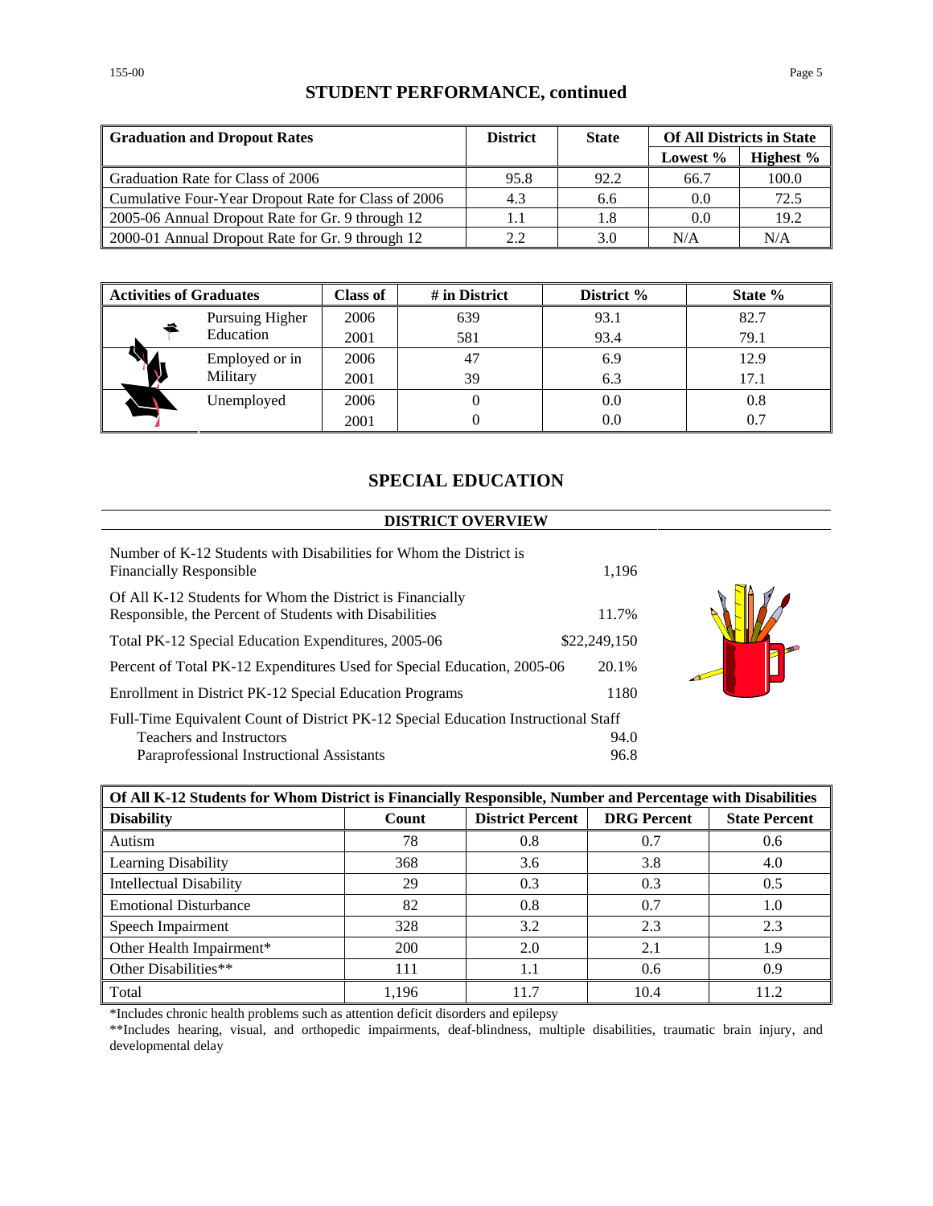# STUDENT PERFORMANCE, continued

| Graduation and Dropout Rates | District | State | Of All Districts in State | |
|---|---|---|---|---|
| | | | Lowest % | Highest % |
| Graduation Rate for Class of 2006 | 95.8 | 92.2 | 66.7 | 100.0 |
| Cumulative Four-Year Dropout Rate for Class of 2006 | 4.3 | 6.6 | 0.0 | 72.5 |
| 2005-06 Annual Dropout Rate for Gr. 9 through 12 | 1.1 | 1.8 | 0.0 | 19.2 |
| 2000-01 Annual Dropout Rate for Gr. 9 through 12 | 2.2 | 3.0 | N/A | N/A |

| Activities of Graduates | Class of | # in District | District % | State % |
|---|---|---|---|---|
| Pursuing Higher Education | 2006 | 639 | 93.1 | 82.7 |
| | 2001 | 581 | 93.4 | 79.1 |
| Employed or in Military | 2006 | 47 | 6.9 | 12.9 |
| | 2001 | 39 | 6.3 | 17.1 |
| Unemployed | 2006 | 0 | 0.0 | 0.8 |
| | 2001 | 0 | 0.0 | 0.7 |

# SPECIAL EDUCATION

## DISTRICT OVERVIEW

| | |
|---|---|
| Number of K-12 Students with Disabilities for Whom the District is Financially Responsible | 1,196 |
| Of All K-12 Students for Whom the District is Financially Responsible, the Percent of Students with Disabilities | 11.7% |
| Total PK-12 Special Education Expenditures, 2005-06 | $22,249,150 |
| Percent of Total PK-12 Expenditures Used for Special Education, 2005-06 | 20.1% |
| Enrollment in District PK-12 Special Education Programs | 1180 |
| Full-Time Equivalent Count of District PK-12 Special Education Instructional Staff | |
| Teachers and Instructors | 94.0 |
| Paraprofessional Instructional Assistants | 96.8 |

**Of All K-12 Students for Whom District is Financially Responsible, Number and Percentage with Disabilities**

| Disability | Count | District Percent | DRG Percent | State Percent |
|---|---|---|---|---|
| Autism | 78 | 0.8 | 0.7 | 0.6 |
| Learning Disability | 368 | 3.6 | 3.8 | 4.0 |
| Intellectual Disability | 29 | 0.3 | 0.3 | 0.5 |
| Emotional Disturbance | 82 | 0.8 | 0.7 | 1.0 |
| Speech Impairment | 328 | 3.2 | 2.3 | 2.3 |
| Other Health Impairment* | 200 | 2.0 | 2.1 | 1.9 |
| Other Disabilities** | 111 | 1.1 | 0.6 | 0.9 |
| Total | 1,196 | 11.7 | 10.4 | 11.2 |

*Includes chronic health problems such as attention deficit disorders and epilepsy

**Includes hearing, visual, and orthopedic impairments, deaf-blindness, multiple disabilities, traumatic brain injury, and developmental delay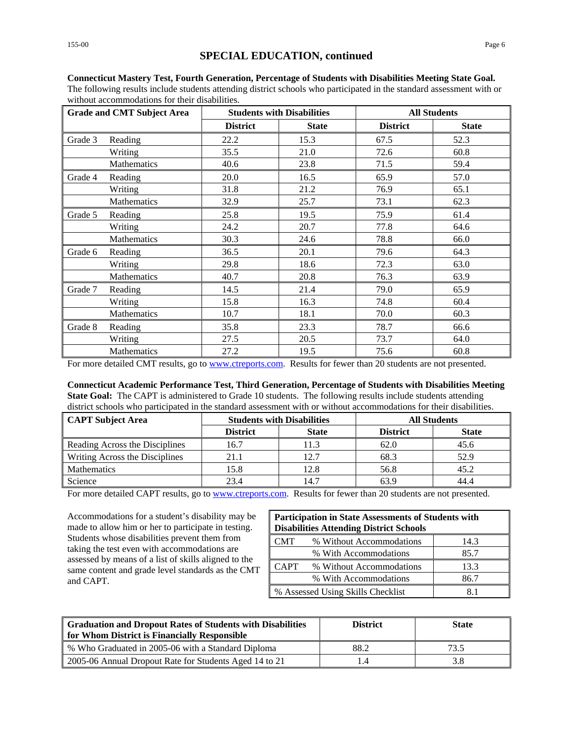## SPECIAL EDUCATION, continued

**Connecticut Mastery Test, Fourth Generation, Percentage of Students with Disabilities Meeting State Goal.** The following results include students attending district schools who participated in the standard assessment with or without accommodations for their disabilities.

| Grade and CMT Subject Area | | Students with Disabilities | | All Students | |
|---|---|---|---|---|---|
| | | District | State | District | State |
| Grade 3 | Reading | 22.2 | 15.3 | 67.5 | 52.3 |
| | Writing | 35.5 | 21.0 | 72.6 | 60.8 |
| | Mathematics | 40.6 | 23.8 | 71.5 | 59.4 |
| Grade 4 | Reading | 20.0 | 16.5 | 65.9 | 57.0 |
| | Writing | 31.8 | 21.2 | 76.9 | 65.1 |
| | Mathematics | 32.9 | 25.7 | 73.1 | 62.3 |
| Grade 5 | Reading | 25.8 | 19.5 | 75.9 | 61.4 |
| | Writing | 24.2 | 20.7 | 77.8 | 64.6 |
| | Mathematics | 30.3 | 24.6 | 78.8 | 66.0 |
| Grade 6 | Reading | 36.5 | 20.1 | 79.6 | 64.3 |
| | Writing | 29.8 | 18.6 | 72.3 | 63.0 |
| | Mathematics | 40.7 | 20.8 | 76.3 | 63.9 |
| Grade 7 | Reading | 14.5 | 21.4 | 79.0 | 65.9 |
| | Writing | 15.8 | 16.3 | 74.8 | 60.4 |
| | Mathematics | 10.7 | 18.1 | 70.0 | 60.3 |
| Grade 8 | Reading | 35.8 | 23.3 | 78.7 | 66.6 |
| | Writing | 27.5 | 20.5 | 73.7 | 64.0 |
| | Mathematics | 27.2 | 19.5 | 75.6 | 60.8 |

For more detailed CMT results, go to www.ctreports.com. Results for fewer than 20 students are not presented.

**Connecticut Academic Performance Test, Third Generation, Percentage of Students with Disabilities Meeting State Goal:** The CAPT is administered to Grade 10 students. The following results include students attending district schools who participated in the standard assessment with or without accommodations for their disabilities.

| CAPT Subject Area | Students with Disabilities | | All Students | |
|---|---|---|---|---|
| | District | State | District | State |
| Reading Across the Disciplines | 16.7 | 11.3 | 62.0 | 45.6 |
| Writing Across the Disciplines | 21.1 | 12.7 | 68.3 | 52.9 |
| Mathematics | 15.8 | 12.8 | 56.8 | 45.2 |
| Science | 23.4 | 14.7 | 63.9 | 44.4 |

For more detailed CAPT results, go to www.ctreports.com. Results for fewer than 20 students are not presented.

Accommodations for a student's disability may be made to allow him or her to participate in testing. Students whose disabilities prevent them from taking the test even with accommodations are assessed by means of a list of skills aligned to the same content and grade level standards as the CMT and CAPT.

| Participation in State Assessments of Students with Disabilities Attending District Schools | | |
|---|---|---|
| CMT | % Without Accommodations | 14.3 |
| | % With Accommodations | 85.7 |
| CAPT | % Without Accommodations | 13.3 |
| | % With Accommodations | 86.7 |
| % Assessed Using Skills Checklist | | 8.1 |

| Graduation and Dropout Rates of Students with Disabilities for Whom District is Financially Responsible | District | State |
|---|---|---|
| % Who Graduated in 2005-06 with a Standard Diploma | 88.2 | 73.5 |
| 2005-06 Annual Dropout Rate for Students Aged 14 to 21 | 1.4 | 3.8 |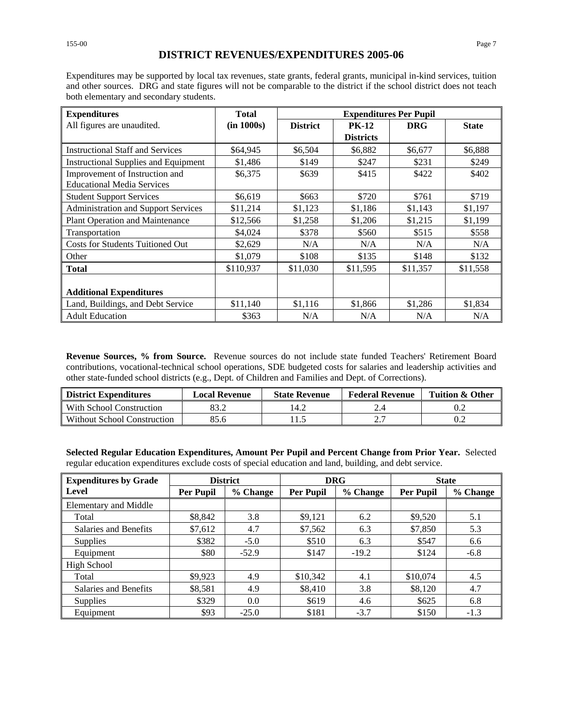# DISTRICT REVENUES/EXPENDITURES 2005-06

Expenditures may be supported by local tax revenues, state grants, federal grants, municipal in-kind services, tuition and other sources. DRG and state figures will not be comparable to the district if the school district does not teach both elementary and secondary students.

| **Expenditures** | **Total** | **Expenditures Per Pupil** | | | |
|---|---|---|---|---|---|
| All figures are unaudited. | **(in 1000s)** | **District** | **PK-12 Districts** | **DRG** | **State** |
| Instructional Staff and Services | $64,945 | $6,504 | $6,882 | $6,677 | $6,888 |
| Instructional Supplies and Equipment | $1,486 | $149 | $247 | $231 | $249 |
| Improvement of Instruction and Educational Media Services | $6,375 | $639 | $415 | $422 | $402 |
| Student Support Services | $6,619 | $663 | $720 | $761 | $719 |
| Administration and Support Services | $11,214 | $1,123 | $1,186 | $1,143 | $1,197 |
| Plant Operation and Maintenance | $12,566 | $1,258 | $1,206 | $1,215 | $1,199 |
| Transportation | $4,024 | $378 | $560 | $515 | $558 |
| Costs for Students Tuitioned Out | $2,629 | N/A | N/A | N/A | N/A |
| Other | $1,079 | $108 | $135 | $148 | $132 |
| **Total** | $110,937 | $11,030 | $11,595 | $11,357 | $11,558 |
| **Additional Expenditures** | | | | | |
| Land, Buildings, and Debt Service | $11,140 | $1,116 | $1,866 | $1,286 | $1,834 |
| Adult Education | $363 | N/A | N/A | N/A | N/A |

**Revenue Sources, % from Source.** Revenue sources do not include state funded Teachers' Retirement Board contributions, vocational-technical school operations, SDE budgeted costs for salaries and leadership activities and other state-funded school districts (e.g., Dept. of Children and Families and Dept. of Corrections).

| **District Expenditures** | **Local Revenue** | **State Revenue** | **Federal Revenue** | **Tuition & Other** |
|---|---|---|---|---|
| With School Construction | 83.2 | 14.2 | 2.4 | 0.2 |
| Without School Construction | 85.6 | 11.5 | 2.7 | 0.2 |

**Selected Regular Education Expenditures, Amount Per Pupil and Percent Change from Prior Year.** Selected regular education expenditures exclude costs of special education and land, building, and debt service.

| **Expenditures by Grade Level** | **District** | | **DRG** | | **State** | |
|---|---|---|---|---|---|---|
| | **Per Pupil** | **% Change** | **Per Pupil** | **% Change** | **Per Pupil** | **% Change** |
| Elementary and Middle | | | | | | |
| Total | $8,842 | 3.8 | $9,121 | 6.2 | $9,520 | 5.1 |
| Salaries and Benefits | $7,612 | 4.7 | $7,562 | 6.3 | $7,850 | 5.3 |
| Supplies | $382 | -5.0 | $510 | 6.3 | $547 | 6.6 |
| Equipment | $80 | -52.9 | $147 | -19.2 | $124 | -6.8 |
| High School | | | | | | |
| Total | $9,923 | 4.9 | $10,342 | 4.1 | $10,074 | 4.5 |
| Salaries and Benefits | $8,581 | 4.9 | $8,410 | 3.8 | $8,120 | 4.7 |
| Supplies | $329 | 0.0 | $619 | 4.6 | $625 | 6.8 |
| Equipment | $93 | -25.0 | $181 | -3.7 | $150 | -1.3 |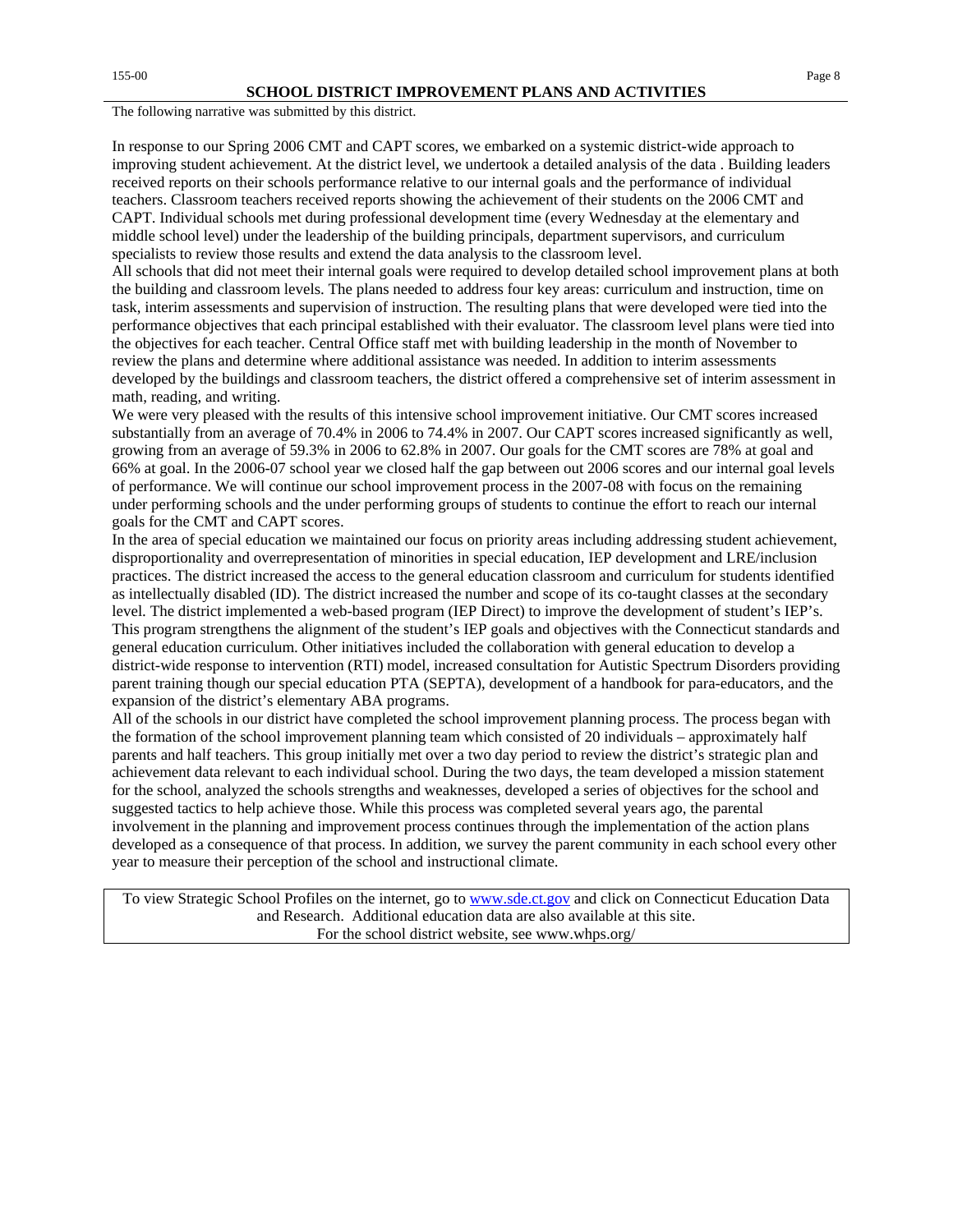## SCHOOL DISTRICT IMPROVEMENT PLANS AND ACTIVITIES

The following narrative was submitted by this district.

In response to our Spring 2006 CMT and CAPT scores, we embarked on a systemic district-wide approach to improving student achievement. At the district level, we undertook a detailed analysis of the data . Building leaders received reports on their schools performance relative to our internal goals and the performance of individual teachers. Classroom teachers received reports showing the achievement of their students on the 2006 CMT and CAPT. Individual schools met during professional development time (every Wednesday at the elementary and middle school level) under the leadership of the building principals, department supervisors, and curriculum specialists to review those results and extend the data analysis to the classroom level.

All schools that did not meet their internal goals were required to develop detailed school improvement plans at both the building and classroom levels. The plans needed to address four key areas: curriculum and instruction, time on task, interim assessments and supervision of instruction. The resulting plans that were developed were tied into the performance objectives that each principal established with their evaluator. The classroom level plans were tied into the objectives for each teacher. Central Office staff met with building leadership in the month of November to review the plans and determine where additional assistance was needed. In addition to interim assessments developed by the buildings and classroom teachers, the district offered a comprehensive set of interim assessment in math, reading, and writing.

We were very pleased with the results of this intensive school improvement initiative. Our CMT scores increased substantially from an average of 70.4% in 2006 to 74.4% in 2007. Our CAPT scores increased significantly as well, growing from an average of 59.3% in 2006 to 62.8% in 2007. Our goals for the CMT scores are 78% at goal and 66% at goal. In the 2006-07 school year we closed half the gap between out 2006 scores and our internal goal levels of performance. We will continue our school improvement process in the 2007-08 with focus on the remaining under performing schools and the under performing groups of students to continue the effort to reach our internal goals for the CMT and CAPT scores.

In the area of special education we maintained our focus on priority areas including addressing student achievement, disproportionality and overrepresentation of minorities in special education, IEP development and LRE/inclusion practices. The district increased the access to the general education classroom and curriculum for students identified as intellectually disabled (ID). The district increased the number and scope of its co-taught classes at the secondary level. The district implemented a web-based program (IEP Direct) to improve the development of student's IEP's. This program strengthens the alignment of the student's IEP goals and objectives with the Connecticut standards and general education curriculum. Other initiatives included the collaboration with general education to develop a district-wide response to intervention (RTI) model, increased consultation for Autistic Spectrum Disorders providing parent training though our special education PTA (SEPTA), development of a handbook for para-educators, and the expansion of the district's elementary ABA programs.

All of the schools in our district have completed the school improvement planning process. The process began with the formation of the school improvement planning team which consisted of 20 individuals – approximately half parents and half teachers. This group initially met over a two day period to review the district's strategic plan and achievement data relevant to each individual school. During the two days, the team developed a mission statement for the school, analyzed the schools strengths and weaknesses, developed a series of objectives for the school and suggested tactics to help achieve those. While this process was completed several years ago, the parental involvement in the planning and improvement process continues through the implementation of the action plans developed as a consequence of that process. In addition, we survey the parent community in each school every other year to measure their perception of the school and instructional climate.

To view Strategic School Profiles on the internet, go to www.sde.ct.gov and click on Connecticut Education Data and Research. Additional education data are also available at this site.
For the school district website, see www.whps.org/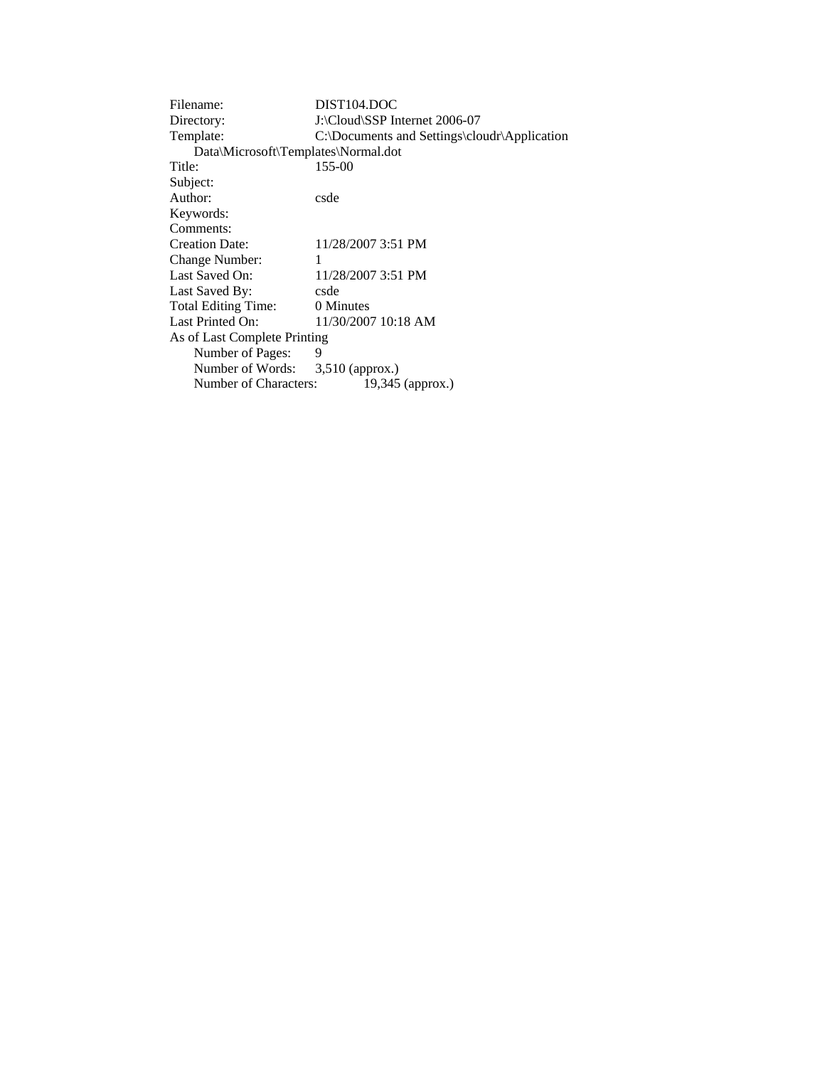Filename: DIST104.DOC
Directory: J:\Cloud\SSP Internet 2006-07
Template: C:\Documents and Settings\cloudr\Application Data\Microsoft\Templates\Normal.dot
Title: 155-00
Subject:
Author: csde
Keywords:
Comments:
Creation Date: 11/28/2007 3:51 PM
Change Number: 1
Last Saved On: 11/28/2007 3:51 PM
Last Saved By: csde
Total Editing Time: 0 Minutes
Last Printed On: 11/30/2007 10:18 AM
As of Last Complete Printing
Number of Pages: 9
Number of Words: 3,510 (approx.)
Number of Characters: 19,345 (approx.)